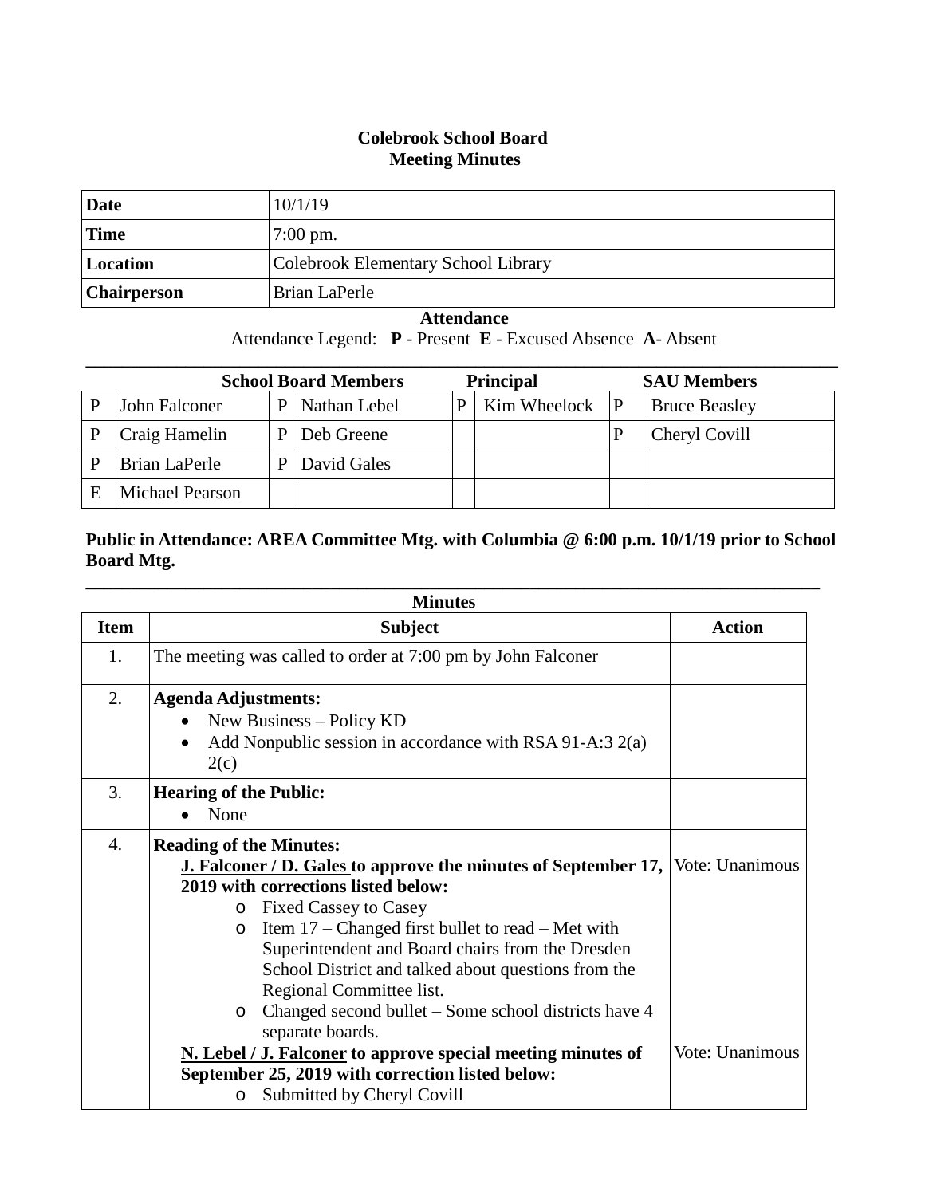**Colebrook School Board**
**Meeting Minutes**

| | |
|---|---|
| **Date** | 10/1/19 |
| **Time** | 7:00 pm. |
| **Location** | Colebrook Elementary School Library |
| **Chairperson** | Brian LaPerle |

**Attendance**

Attendance Legend: **P** - Present **E** - Excused Absence **A**- Absent

| **School Board Members** | | | | **Principal** | | **SAU Members** | |
|---|---|---|---|---|---|---|---|
| P | John Falconer | P | Nathan Lebel | P | Kim Wheelock | P | Bruce Beasley |
| P | Craig Hamelin | P | Deb Greene | | | P | Cheryl Covill |
| P | Brian LaPerle | P | David Gales | | | | |
| E | Michael Pearson | | | | | | |

**Public in Attendance: AREA Committee Mtg. with Columbia @ 6:00 p.m. 10/1/19 prior to School Board Mtg.**

**Minutes**

| Item | Subject | Action |
|---|---|---|
| 1. | The meeting was called to order at 7:00 pm by John Falconer | |
| 2. | **Agenda Adjustments:**<br>• New Business – Policy KD<br>• Add Nonpublic session in accordance with RSA 91-A:3 2(a) 2(c) | |
| 3. | **Hearing of the Public:**<br>• None | |
| 4. | **Reading of the Minutes:**<br>**J. Falconer / D. Gales to approve the minutes of September 17, 2019 with corrections listed below:**<br>o Fixed Cassey to Casey<br>o Item 17 – Changed first bullet to read – Met with Superintendent and Board chairs from the Dresden School District and talked about questions from the Regional Committee list.<br>o Changed second bullet – Some school districts have 4 separate boards.<br>**N. Lebel / J. Falconer to approve special meeting minutes of September 25, 2019 with correction listed below:**<br>o Submitted by Cheryl Covill | Vote: Unanimous<br><br><br><br><br><br>Vote: Unanimous |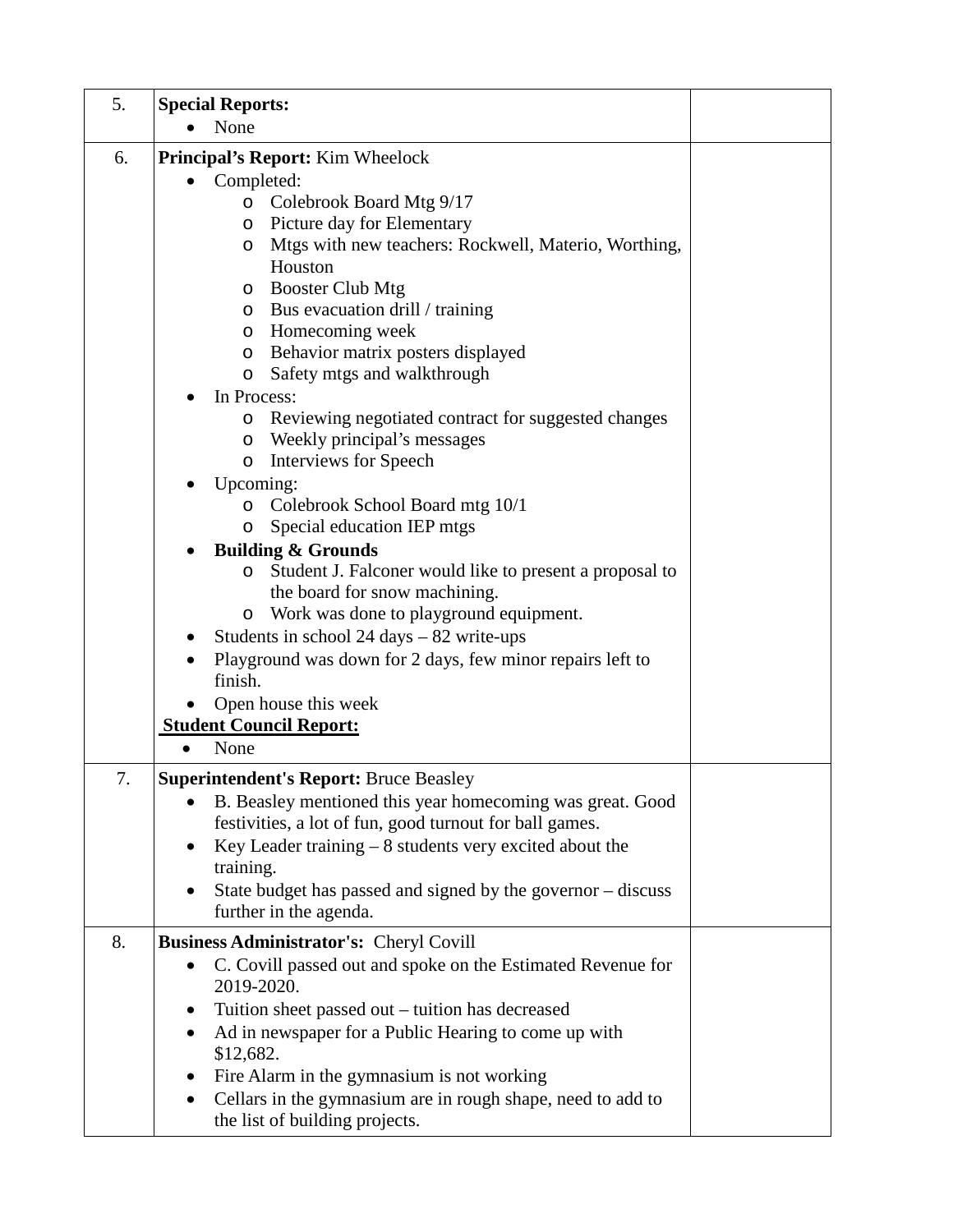| | | |
|---|---|---|
| 5. | **Special Reports:**<br>• None | |
| 6. | **Principal's Report:** Kim Wheelock<br>• Completed:<br>  o Colebrook Board Mtg 9/17<br>  o Picture day for Elementary<br>  o Mtgs with new teachers: Rockwell, Materio, Worthing, Houston<br>  o Booster Club Mtg<br>  o Bus evacuation drill / training<br>  o Homecoming week<br>  o Behavior matrix posters displayed<br>  o Safety mtgs and walkthrough<br>• In Process:<br>  o Reviewing negotiated contract for suggested changes<br>  o Weekly principal's messages<br>  o Interviews for Speech<br>• Upcoming:<br>  o Colebrook School Board mtg 10/1<br>  o Special education IEP mtgs<br>• **Building & Grounds**<br>  o Student J. Falconer would like to present a proposal to the board for snow machining.<br>  o Work was done to playground equipment.<br>• Students in school 24 days – 82 write-ups<br>• Playground was down for 2 days, few minor repairs left to finish.<br>• Open house this week<br>**Student Council Report:**<br>• None | |
| 7. | **Superintendent's Report:** Bruce Beasley<br>• B. Beasley mentioned this year homecoming was great. Good festivities, a lot of fun, good turnout for ball games.<br>• Key Leader training – 8 students very excited about the training.<br>• State budget has passed and signed by the governor – discuss further in the agenda. | |
| 8. | **Business Administrator's:** Cheryl Covill<br>• C. Covill passed out and spoke on the Estimated Revenue for 2019-2020.<br>• Tuition sheet passed out – tuition has decreased<br>• Ad in newspaper for a Public Hearing to come up with $12,682.<br>• Fire Alarm in the gymnasium is not working<br>• Cellars in the gymnasium are in rough shape, need to add to the list of building projects. | |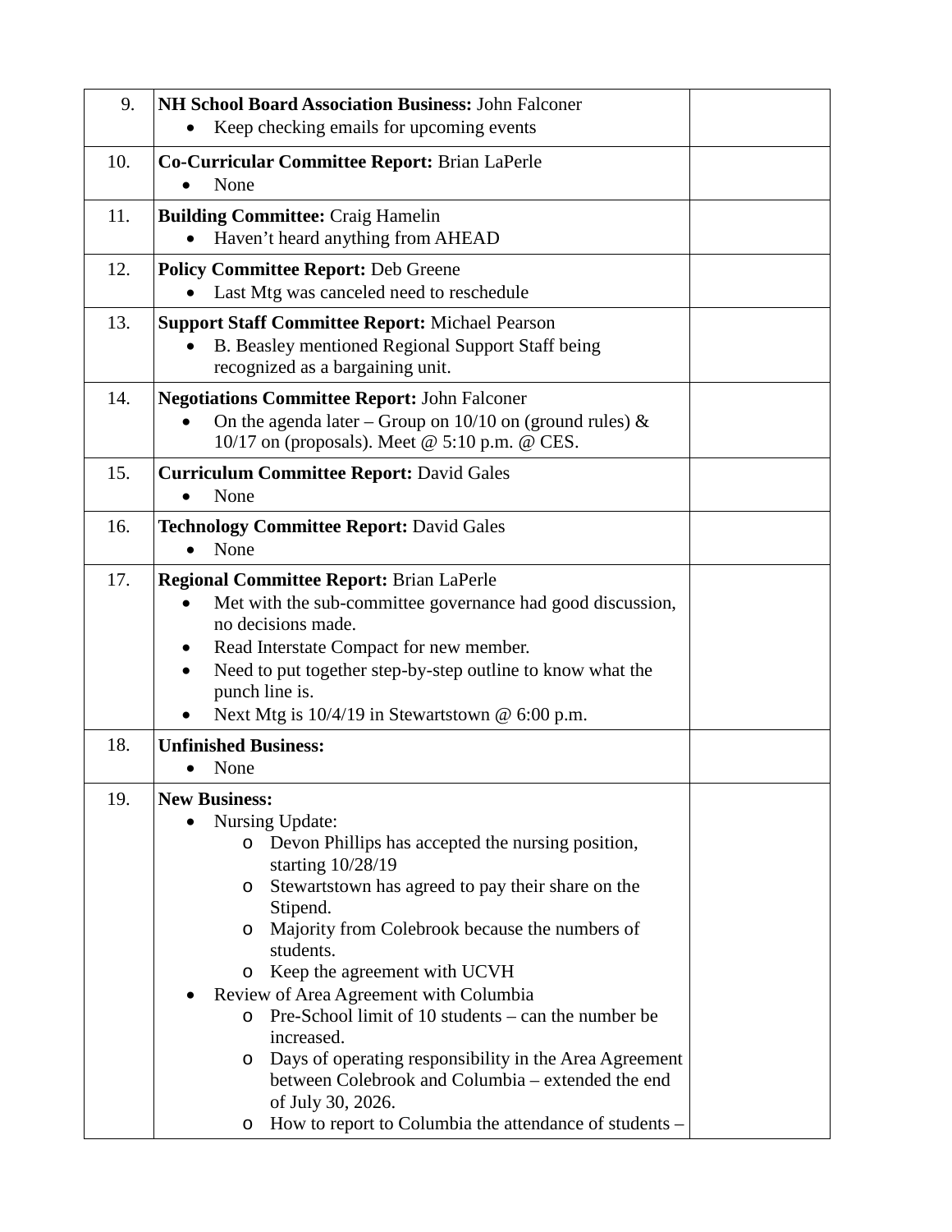| | | |
|---|---|---|
| 9. | **NH School Board Association Business:** John Falconer<br>• Keep checking emails for upcoming events | |
| 10. | **Co-Curricular Committee Report:** Brian LaPerle<br>• None | |
| 11. | **Building Committee:** Craig Hamelin<br>• Haven't heard anything from AHEAD | |
| 12. | **Policy Committee Report:** Deb Greene<br>• Last Mtg was canceled need to reschedule | |
| 13. | **Support Staff Committee Report:** Michael Pearson<br>• B. Beasley mentioned Regional Support Staff being recognized as a bargaining unit. | |
| 14. | **Negotiations Committee Report:** John Falconer<br>• On the agenda later – Group on 10/10 on (ground rules) & 10/17 on (proposals). Meet @ 5:10 p.m. @ CES. | |
| 15. | **Curriculum Committee Report:** David Gales<br>• None | |
| 16. | **Technology Committee Report:** David Gales<br>• None | |
| 17. | **Regional Committee Report:** Brian LaPerle<br>• Met with the sub-committee governance had good discussion, no decisions made.<br>• Read Interstate Compact for new member.<br>• Need to put together step-by-step outline to know what the punch line is.<br>• Next Mtg is 10/4/19 in Stewartstown @ 6:00 p.m. | |
| 18. | **Unfinished Business:**<br>• None | |
| 19. | **New Business:**<br>• Nursing Update:<br>  o Devon Phillips has accepted the nursing position, starting 10/28/19<br>  o Stewartstown has agreed to pay their share on the Stipend.<br>  o Majority from Colebrook because the numbers of students.<br>  o Keep the agreement with UCVH<br>• Review of Area Agreement with Columbia<br>  o Pre-School limit of 10 students – can the number be increased.<br>  o Days of operating responsibility in the Area Agreement between Colebrook and Columbia – extended the end of July 30, 2026.<br>  o How to report to Columbia the attendance of students – | |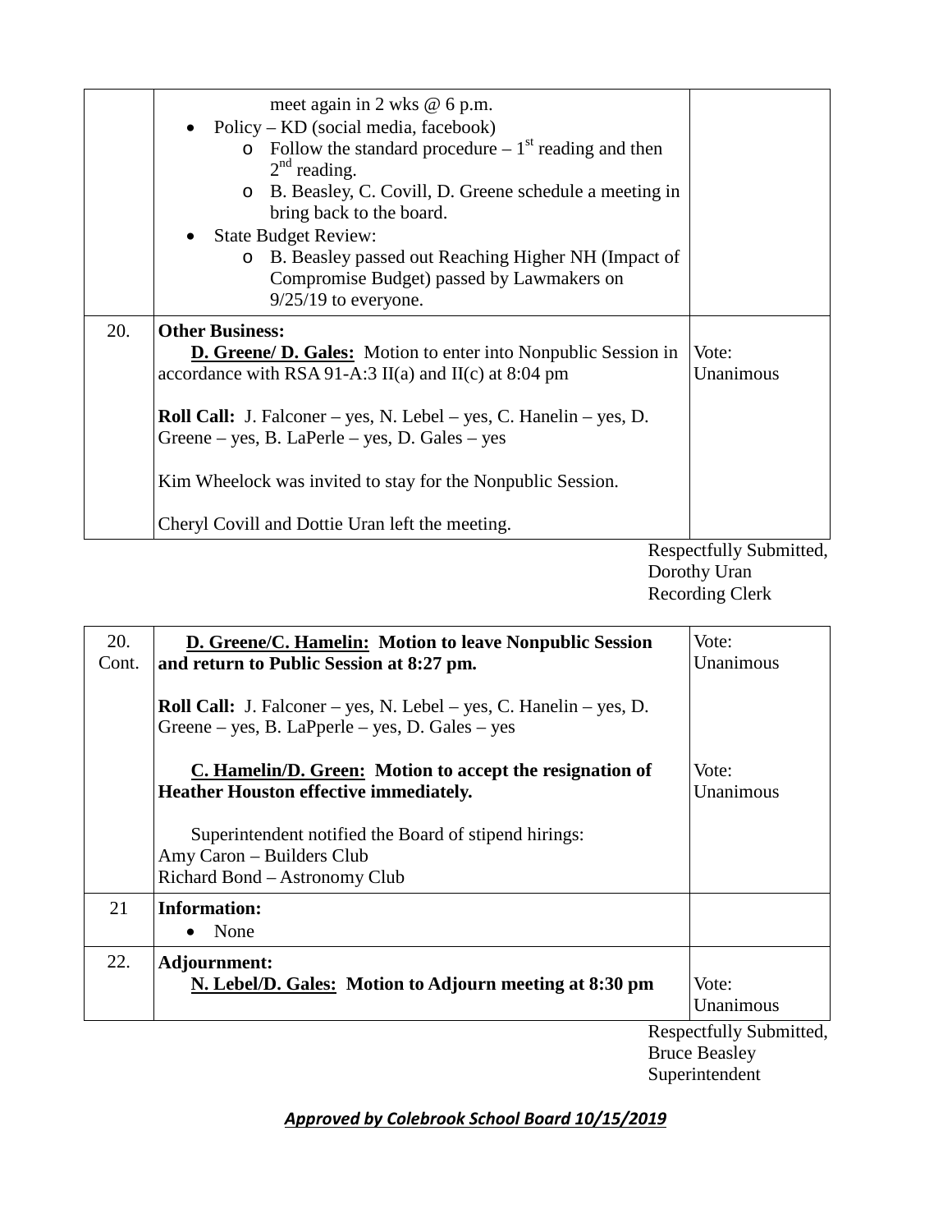| | | |
|---|---|---|
| | meet again in 2 wks @ 6 p.m.<br>• Policy – KD (social media, facebook)<br>  ○ Follow the standard procedure – 1st reading and then 2nd reading.<br>  ○ B. Beasley, C. Covill, D. Greene schedule a meeting in bring back to the board.<br>• State Budget Review:<br>  ○ B. Beasley passed out Reaching Higher NH (Impact of Compromise Budget) passed by Lawmakers on 9/25/19 to everyone. | |
| 20. | **Other Business:**<br>**<u>D. Greene/ D. Gales:</u>** Motion to enter into Nonpublic Session in accordance with RSA 91-A:3 II(a) and II(c) at 8:04 pm<br><br>**Roll Call:** J. Falconer – yes, N. Lebel – yes, C. Hanelin – yes, D. Greene – yes, B. LaPerle – yes, D. Gales – yes<br><br>Kim Wheelock was invited to stay for the Nonpublic Session.<br><br>Cheryl Covill and Dottie Uran left the meeting. | Vote: Unanimous |

Respectfully Submitted,
Dorothy Uran
Recording Clerk

| | | |
|---|---|---|
| 20. Cont. | **<u>D. Greene/C. Hamelin:</u> Motion to leave Nonpublic Session and return to Public Session at 8:27 pm.**<br><br>**Roll Call:** J. Falconer – yes, N. Lebel – yes, C. Hanelin – yes, D. Greene – yes, B. LaPperle – yes, D. Gales – yes | Vote: Unanimous |
| | **<u>C. Hamelin/D. Green:</u> Motion to accept the resignation of Heather Houston effective immediately.**<br><br>Superintendent notified the Board of stipend hirings:<br>Amy Caron – Builders Club<br>Richard Bond – Astronomy Club | Vote: Unanimous |
| 21 | **Information:**<br>• None | |
| 22. | **Adjournment:**<br>**<u>N. Lebel/D. Gales:</u> Motion to Adjourn meeting at 8:30 pm** | Vote: Unanimous |

Respectfully Submitted,
Bruce Beasley
Superintendent

***<u>Approved by Colebrook School Board 10/15/2019</u>***